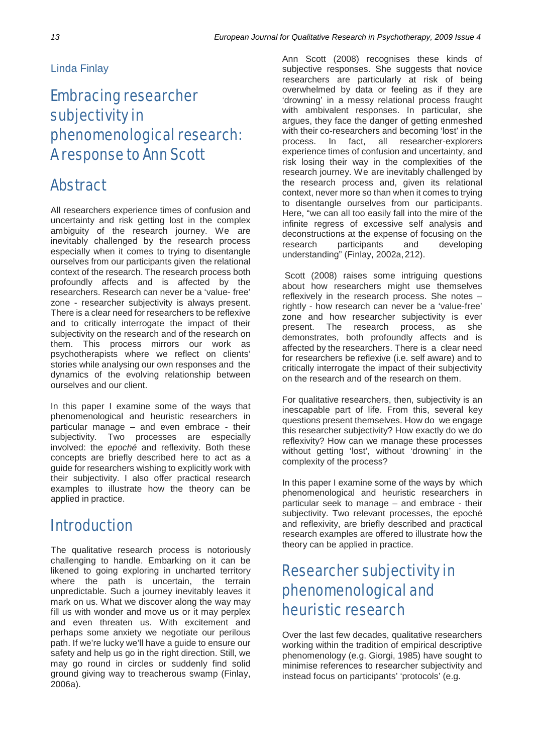Linda Finlay

# Embracing researcher subjectivity in phenomenological research: A response to Ann Scott

## Abstract

All researchers experience times of confusion and uncertainty and risk getting lost in the complex ambiguity of the research journey. We are inevitably challenged by the research process especially when it comes to trying to disentangle ourselves from our participants given the relational context of the research. The research process both profoundly affects and is affected by the researchers. Research can never be a 'value- free' zone - researcher subjectivity is always present. There is a clear need for researchers to be reflexive and to critically interrogate the impact of their subjectivity on the research and of the research on them. This process mirrors our work as psychotherapists where we reflect on clients' stories while analysing our own responses and the dynamics of the evolving relationship between ourselves and our client.

In this paper I examine some of the ways that phenomenological and heuristic researchers in particular manage – and even embrace - their subjectivity. Two processes are especially involved: the *epoché* and reflexivity. Both these concepts are briefly described here to act as a guide for researchers wishing to explicitly work with their subjectivity. I also offer practical research examples to illustrate how the theory can be applied in practice.

## Introduction

The qualitative research process is notoriously challenging to handle. Embarking on it can be likened to going exploring in uncharted territory where the path is uncertain, the terrain unpredictable. Such a journey inevitably leaves it mark on us. What we discover along the way may fill us with wonder and move us or it may perplex and even threaten us. With excitement and perhaps some anxiety we negotiate our perilous path. If we're lucky we'll have a guide to ensure our safety and help us go in the right direction. Still, we may go round in circles or suddenly find solid ground giving way to treacherous swamp (Finlay, 2006a).

Ann Scott (2008) recognises these kinds of subjective responses. She suggests that novice researchers are particularly at risk of being overwhelmed by data or feeling as if they are 'drowning' in a messy relational process fraught with ambivalent responses. In particular, she argues, they face the danger of getting enmeshed with their co-researchers and becoming 'lost' in the process. In fact, all researcher-explorers experience times of confusion and uncertainty, and risk losing their way in the complexities of the research journey. We are inevitably challenged by the research process and, given its relational context, never more so than when it comes to trying to disentangle ourselves from our participants. Here, "we can all too easily fall into the mire of the infinite regress of excessive self analysis and deconstructions at the expense of focusing on the research participants and developing understanding" (Finlay, 2002a, 212).

Scott (2008) raises some intriguing questions about how researchers might use themselves reflexively in the research process. She notes – rightly - how research can never be a 'value-free' zone and how researcher subjectivity is ever present. The research process, as she demonstrates, both profoundly affects and is affected by the researchers. There is a clear need for researchers be reflexive (i.e. self aware) and to critically interrogate the impact of their subjectivity on the research and of the research on them.

For qualitative researchers, then, subjectivity is an inescapable part of life. From this, several key questions present themselves. How do we engage this researcher subjectivity? How exactly do we do reflexivity? How can we manage these processes without getting 'lost', without 'drowning' in the complexity of the process?

In this paper I examine some of the ways by which phenomenological and heuristic researchers in particular seek to manage – and embrace - their subjectivity. Two relevant processes, the epoché and reflexivity, are briefly described and practical research examples are offered to illustrate how the theory can be applied in practice.

## Researcher subjectivity in phenomenological and heuristic research

Over the last few decades, qualitative researchers working within the tradition of empirical descriptive phenomenology (e.g. Giorgi, 1985) have sought to minimise references to researcher subjectivity and instead focus on participants' 'protocols' (e.g.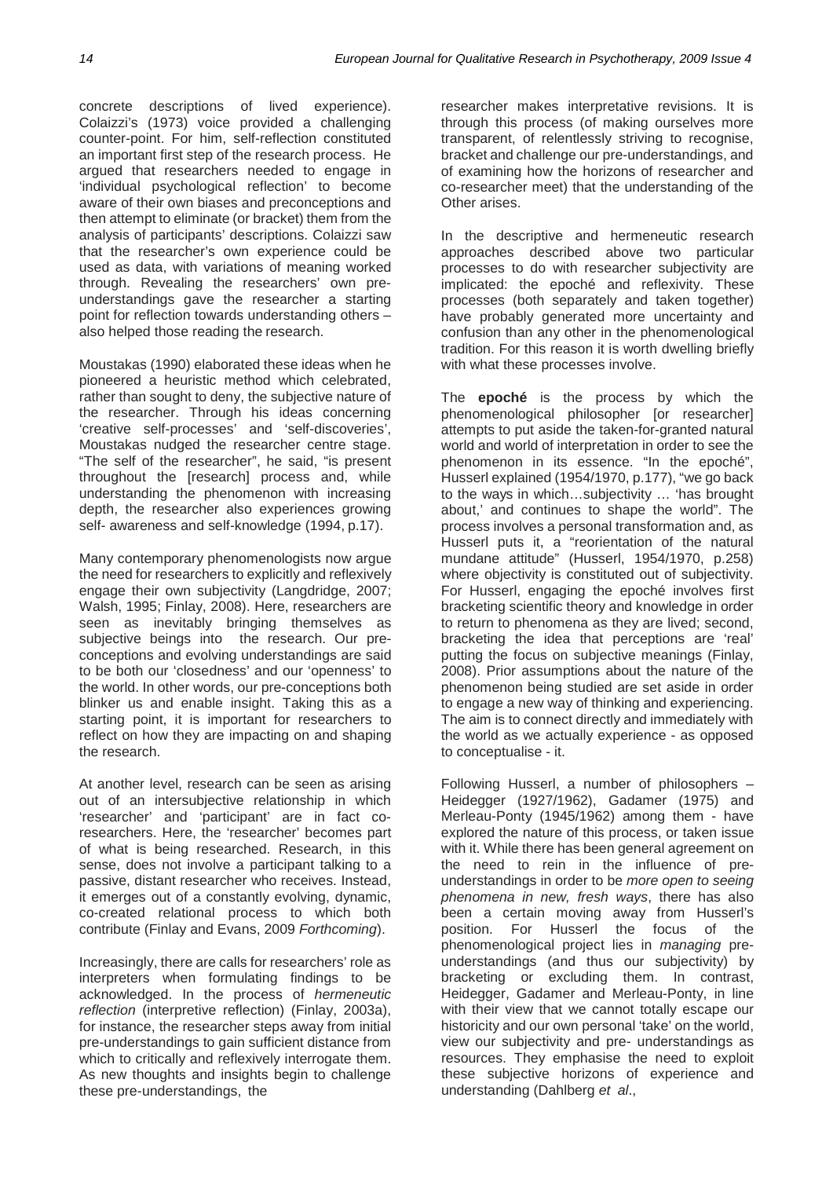concrete descriptions of lived experience). Colaizzi's (1973) voice provided a challenging counter-point. For him, self-reflection constituted an important first step of the research process. He argued that researchers needed to engage in 'individual psychological reflection' to become aware of their own biases and preconceptions and then attempt to eliminate (or bracket) them from the analysis of participants' descriptions. Colaizzi saw that the researcher's own experience could be used as data, with variations of meaning worked through. Revealing the researchers' own pre-understandings gave the researcher a starting point for reflection towards understanding others – also helped those reading the research.

Moustakas (1990) elaborated these ideas when he pioneered a heuristic method which celebrated, rather than sought to deny, the subjective nature of the researcher. Through his ideas concerning 'creative self-processes' and 'self-discoveries', Moustakas nudged the researcher centre stage. "The self of the researcher", he said, "is present throughout the [research] process and, while understanding the phenomenon with increasing depth, the researcher also experiences growing self- awareness and self-knowledge (1994, p.17).

Many contemporary phenomenologists now argue the need for researchers to explicitly and reflexively engage their own subjectivity (Langdridge, 2007; Walsh, 1995; Finlay, 2008). Here, researchers are seen as inevitably bringing themselves as subjective beings into the research. Our pre-conceptions and evolving understandings are said to be both our 'closedness' and our 'openness' to the world. In other words, our pre-conceptions both blinker us and enable insight. Taking this as a starting point, it is important for researchers to reflect on how they are impacting on and shaping the research.

At another level, research can be seen as arising out of an intersubjective relationship in which 'researcher' and 'participant' are in fact co-researchers. Here, the 'researcher' becomes part of what is being researched. Research, in this sense, does not involve a participant talking to a passive, distant researcher who receives. Instead, it emerges out of a constantly evolving, dynamic, co-created relational process to which both contribute (Finlay and Evans, 2009 *Forthcoming*).

Increasingly, there are calls for researchers' role as interpreters when formulating findings to be acknowledged. In the process of *hermeneutic reflection* (interpretive reflection) (Finlay, 2003a), for instance, the researcher steps away from initial pre-understandings to gain sufficient distance from which to critically and reflexively interrogate them. As new thoughts and insights begin to challenge these pre-understandings, the researcher makes interpretative revisions. It is through this process (of making ourselves more transparent, of relentlessly striving to recognise, bracket and challenge our pre-understandings, and of examining how the horizons of researcher and co-researcher meet) that the understanding of the Other arises.

In the descriptive and hermeneutic research approaches described above two particular processes to do with researcher subjectivity are implicated: the epoché and reflexivity. These processes (both separately and taken together) have probably generated more uncertainty and confusion than any other in the phenomenological tradition. For this reason it is worth dwelling briefly with what these processes involve.

The **epoché** is the process by which the phenomenological philosopher [or researcher] attempts to put aside the taken-for-granted natural world and world of interpretation in order to see the phenomenon in its essence. "In the epoché", Husserl explained (1954/1970, p.177), "we go back to the ways in which…subjectivity … 'has brought about,' and continues to shape the world". The process involves a personal transformation and, as Husserl puts it, a "reorientation of the natural mundane attitude" (Husserl, 1954/1970, p.258) where objectivity is constituted out of subjectivity. For Husserl, engaging the epoché involves first bracketing scientific theory and knowledge in order to return to phenomena as they are lived; second, bracketing the idea that perceptions are 'real' putting the focus on subjective meanings (Finlay, 2008). Prior assumptions about the nature of the phenomenon being studied are set aside in order to engage a new way of thinking and experiencing. The aim is to connect directly and immediately with the world as we actually experience - as opposed to conceptualise - it.

Following Husserl, a number of philosophers – Heidegger (1927/1962), Gadamer (1975) and Merleau-Ponty (1945/1962) among them - have explored the nature of this process, or taken issue with it. While there has been general agreement on the need to rein in the influence of pre-understandings in order to be *more open to seeing phenomena in new, fresh ways*, there has also been a certain moving away from Husserl's position. For Husserl the focus of the phenomenological project lies in *managing* pre-understandings (and thus our subjectivity) by bracketing or excluding them. In contrast, Heidegger, Gadamer and Merleau-Ponty, in line with their view that we cannot totally escape our historicity and our own personal 'take' on the world, view our subjectivity and pre- understandings as resources. They emphasise the need to exploit these subjective horizons of experience and understanding (Dahlberg *et al*.,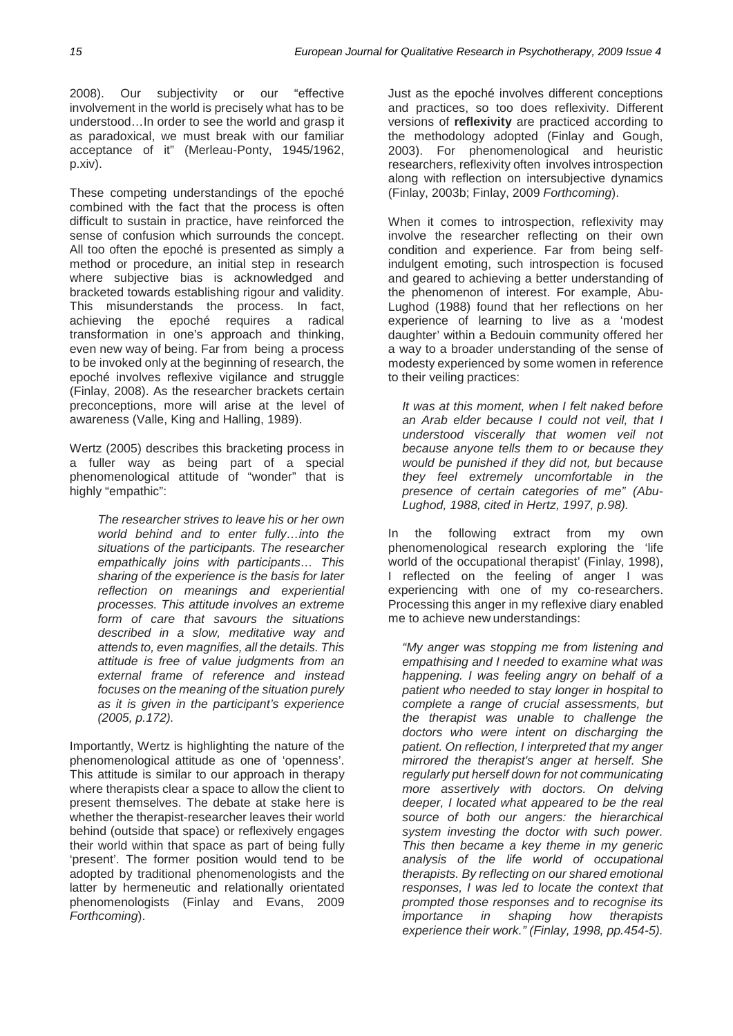2008). Our subjectivity or our "effective involvement in the world is precisely what has to be understood…In order to see the world and grasp it as paradoxical, we must break with our familiar acceptance of it" (Merleau-Ponty, 1945/1962, p.xiv).

These competing understandings of the epoché combined with the fact that the process is often difficult to sustain in practice, have reinforced the sense of confusion which surrounds the concept. All too often the epoché is presented as simply a method or procedure, an initial step in research where subjective bias is acknowledged and bracketed towards establishing rigour and validity. This misunderstands the process. In fact, achieving the epoché requires a radical transformation in one's approach and thinking, even new way of being. Far from being a process to be invoked only at the beginning of research, the epoché involves reflexive vigilance and struggle (Finlay, 2008). As the researcher brackets certain preconceptions, more will arise at the level of awareness (Valle, King and Halling, 1989).

Wertz (2005) describes this bracketing process in a fuller way as being part of a special phenomenological attitude of "wonder" that is highly "empathic":

> *The researcher strives to leave his or her own world behind and to enter fully…into the situations of the participants. The researcher empathically joins with participants… This sharing of the experience is the basis for later reflection on meanings and experiential processes. This attitude involves an extreme form of care that savours the situations described in a slow, meditative way and attends to, even magnifies, all the details. This attitude is free of value judgments from an external frame of reference and instead focuses on the meaning of the situation purely as it is given in the participant's experience (2005, p.172).*

Importantly, Wertz is highlighting the nature of the phenomenological attitude as one of 'openness'. This attitude is similar to our approach in therapy where therapists clear a space to allow the client to present themselves. The debate at stake here is whether the therapist-researcher leaves their world behind (outside that space) or reflexively engages their world within that space as part of being fully 'present'. The former position would tend to be adopted by traditional phenomenologists and the latter by hermeneutic and relationally orientated phenomenologists (Finlay and Evans, 2009 *Forthcoming*).

Just as the epoché involves different conceptions and practices, so too does reflexivity. Different versions of **reflexivity** are practiced according to the methodology adopted (Finlay and Gough, 2003). For phenomenological and heuristic researchers, reflexivity often involves introspection along with reflection on intersubjective dynamics (Finlay, 2003b; Finlay, 2009 *Forthcoming*).

When it comes to introspection, reflexivity may involve the researcher reflecting on their own condition and experience. Far from being self-indulgent emoting, such introspection is focused and geared to achieving a better understanding of the phenomenon of interest. For example, Abu-Lughod (1988) found that her reflections on her experience of learning to live as a 'modest daughter' within a Bedouin community offered her a way to a broader understanding of the sense of modesty experienced by some women in reference to their veiling practices:

> *It was at this moment, when I felt naked before an Arab elder because I could not veil, that I understood viscerally that women veil not because anyone tells them to or because they would be punished if they did not, but because they feel extremely uncomfortable in the presence of certain categories of me" (Abu-Lughod, 1988, cited in Hertz, 1997, p.98).*

In the following extract from my own phenomenological research exploring the 'life world of the occupational therapist' (Finlay, 1998), I reflected on the feeling of anger I was experiencing with one of my co-researchers. Processing this anger in my reflexive diary enabled me to achieve new understandings:

> *"My anger was stopping me from listening and empathising and I needed to examine what was happening. I was feeling angry on behalf of a patient who needed to stay longer in hospital to complete a range of crucial assessments, but the therapist was unable to challenge the doctors who were intent on discharging the patient. On reflection, I interpreted that my anger mirrored the therapist's anger at herself. She regularly put herself down for not communicating more assertively with doctors. On delving deeper, I located what appeared to be the real source of both our angers: the hierarchical system investing the doctor with such power. This then became a key theme in my generic analysis of the life world of occupational therapists. By reflecting on our shared emotional responses, I was led to locate the context that prompted those responses and to recognise its importance in shaping how therapists experience their work." (Finlay, 1998, pp.454-5).*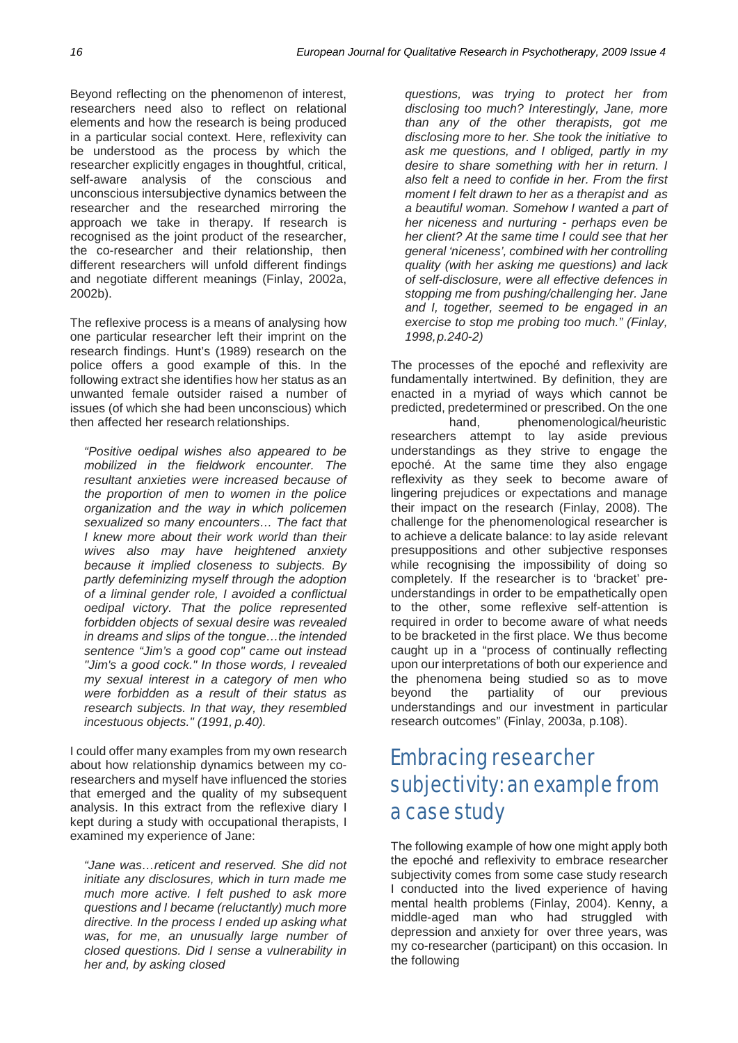Beyond reflecting on the phenomenon of interest, researchers need also to reflect on relational elements and how the research is being produced in a particular social context. Here, reflexivity can be understood as the process by which the researcher explicitly engages in thoughtful, critical, self-aware analysis of the conscious and unconscious intersubjective dynamics between the researcher and the researched mirroring the approach we take in therapy. If research is recognised as the joint product of the researcher, the co-researcher and their relationship, then different researchers will unfold different findings and negotiate different meanings (Finlay, 2002a, 2002b).

The reflexive process is a means of analysing how one particular researcher left their imprint on the research findings. Hunt's (1989) research on the police offers a good example of this. In the following extract she identifies how her status as an unwanted female outsider raised a number of issues (of which she had been unconscious) which then affected her research relationships.

> *"Positive oedipal wishes also appeared to be mobilized in the fieldwork encounter. The resultant anxieties were increased because of the proportion of men to women in the police organization and the way in which policemen sexualized so many encounters… The fact that I knew more about their work world than their wives also may have heightened anxiety because it implied closeness to subjects. By partly defeminizing myself through the adoption of a liminal gender role, I avoided a conflictual oedipal victory. That the police represented forbidden objects of sexual desire was revealed in dreams and slips of the tongue…the intended sentence "Jim's a good cop" came out instead "Jim's a good cock." In those words, I revealed my sexual interest in a category of men who were forbidden as a result of their status as research subjects. In that way, they resembled incestuous objects." (1991, p.40).*

I could offer many examples from my own research about how relationship dynamics between my co-researchers and myself have influenced the stories that emerged and the quality of my subsequent analysis. In this extract from the reflexive diary I kept during a study with occupational therapists, I examined my experience of Jane:

> *"Jane was…reticent and reserved. She did not initiate any disclosures, which in turn made me much more active. I felt pushed to ask more questions and I became (reluctantly) much more directive. In the process I ended up asking what was, for me, an unusually large number of closed questions. Did I sense a vulnerability in her and, by asking closed questions, was trying to protect her from disclosing too much? Interestingly, Jane, more than any of the other therapists, got me disclosing more to her. She took the initiative to ask me questions, and I obliged, partly in my desire to share something with her in return. I also felt a need to confide in her. From the first moment I felt drawn to her as a therapist and as a beautiful woman. Somehow I wanted a part of her niceness and nurturing - perhaps even be her client? At the same time I could see that her general 'niceness', combined with her controlling quality (with her asking me questions) and lack of self-disclosure, were all effective defences in stopping me from pushing/challenging her. Jane and I, together, seemed to be engaged in an exercise to stop me probing too much." (Finlay, 1998, p.240-2)*

The processes of the epoché and reflexivity are fundamentally intertwined. By definition, they are enacted in a myriad of ways which cannot be predicted, predetermined or prescribed. On the one hand, phenomenological/heuristic researchers attempt to lay aside previous understandings as they strive to engage the epoché. At the same time they also engage reflexivity as they seek to become aware of lingering prejudices or expectations and manage their impact on the research (Finlay, 2008). The challenge for the phenomenological researcher is to achieve a delicate balance: to lay aside relevant presuppositions and other subjective responses while recognising the impossibility of doing so completely. If the researcher is to 'bracket' pre-understandings in order to be empathetically open to the other, some reflexive self-attention is required in order to become aware of what needs to be bracketed in the first place. We thus become caught up in a "process of continually reflecting upon our interpretations of both our experience and the phenomena being studied so as to move beyond the partiality of our previous understandings and our investment in particular research outcomes" (Finlay, 2003a, p.108).

## Embracing researcher subjectivity: an example from a case study

The following example of how one might apply both the epoché and reflexivity to embrace researcher subjectivity comes from some case study research I conducted into the lived experience of having mental health problems (Finlay, 2004). Kenny, a middle-aged man who had struggled with depression and anxiety for over three years, was my co-researcher (participant) on this occasion. In the following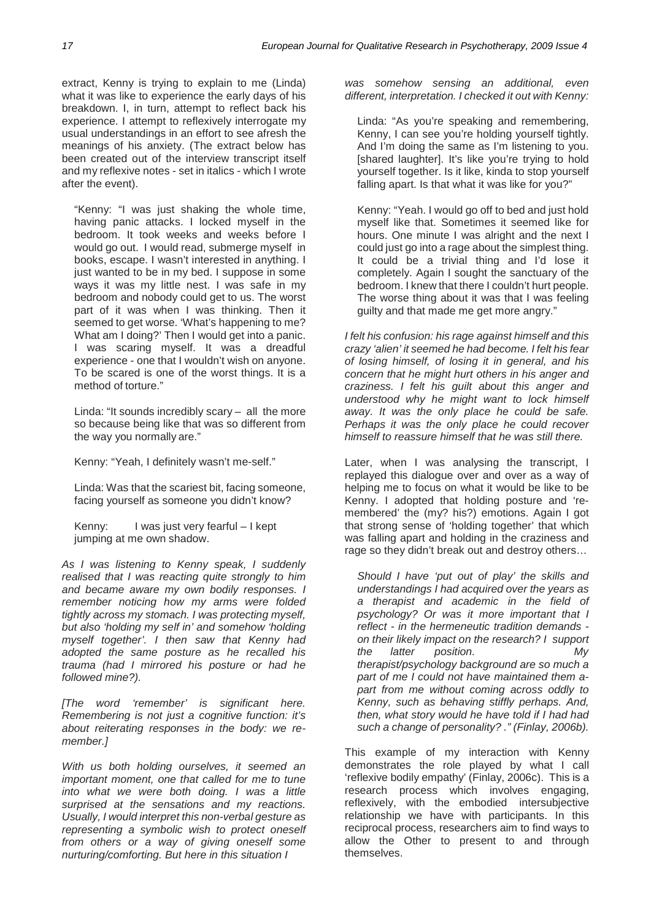extract, Kenny is trying to explain to me (Linda) what it was like to experience the early days of his breakdown. I, in turn, attempt to reflect back his experience. I attempt to reflexively interrogate my usual understandings in an effort to see afresh the meanings of his anxiety. (The extract below has been created out of the interview transcript itself and my reflexive notes - set in italics - which I wrote after the event).

> "Kenny: "I was just shaking the whole time, having panic attacks. I locked myself in the bedroom. It took weeks and weeks before I would go out. I would read, submerge myself in books, escape. I wasn't interested in anything. I just wanted to be in my bed. I suppose in some ways it was my little nest. I was safe in my bedroom and nobody could get to us. The worst part of it was when I was thinking. Then it seemed to get worse. 'What's happening to me? What am I doing?' Then I would get into a panic. I was scaring myself. It was a dreadful experience - one that I wouldn't wish on anyone. To be scared is one of the worst things. It is a method of torture."
>
> Linda: "It sounds incredibly scary – all the more so because being like that was so different from the way you normally are."
>
> Kenny: "Yeah, I definitely wasn't me-self."
>
> Linda: Was that the scariest bit, facing someone, facing yourself as someone you didn't know?
>
> Kenny: I was just very fearful – I kept jumping at me own shadow.

*As I was listening to Kenny speak, I suddenly realised that I was reacting quite strongly to him and became aware my own bodily responses. I remember noticing how my arms were folded tightly across my stomach. I was protecting myself, but also 'holding my self in' and somehow 'holding myself together'. I then saw that Kenny had adopted the same posture as he recalled his trauma (had I mirrored his posture or had he followed mine?).*

*[The word 'remember' is significant here. Remembering is not just a cognitive function: it's about reiterating responses in the body: we re-member.]*

*With us both holding ourselves, it seemed an important moment, one that called for me to tune into what we were both doing. I was a little surprised at the sensations and my reactions. Usually, I would interpret this non-verbal gesture as representing a symbolic wish to protect oneself from others or a way of giving oneself some nurturing/comforting. But here in this situation I was somehow sensing an additional, even different, interpretation. I checked it out with Kenny:*

> Linda: "As you're speaking and remembering, Kenny, I can see you're holding yourself tightly. And I'm doing the same as I'm listening to you. [shared laughter]. It's like you're trying to hold yourself together. Is it like, kinda to stop yourself falling apart. Is that what it was like for you?"
>
> Kenny: "Yeah. I would go off to bed and just hold myself like that. Sometimes it seemed like for hours. One minute I was alright and the next I could just go into a rage about the simplest thing. It could be a trivial thing and I'd lose it completely. Again I sought the sanctuary of the bedroom. I knew that there I couldn't hurt people. The worse thing about it was that I was feeling guilty and that made me get more angry."

*I felt his confusion: his rage against himself and this crazy 'alien' it seemed he had become. I felt his fear of losing himself, of losing it in general, and his concern that he might hurt others in his anger and craziness. I felt his guilt about this anger and understood why he might want to lock himself away. It was the only place he could be safe. Perhaps it was the only place he could recover himself to reassure himself that he was still there.*

Later, when I was analysing the transcript, I replayed this dialogue over and over as a way of helping me to focus on what it would be like to be Kenny. I adopted that holding posture and 're-membered' the (my? his?) emotions. Again I got that strong sense of 'holding together' that which was falling apart and holding in the craziness and rage so they didn't break out and destroy others…

> *Should I have 'put out of play' the skills and understandings I had acquired over the years as a therapist and academic in the field of psychology? Or was it more important that I reflect - in the hermeneutic tradition demands - on their likely impact on the research? I support the latter position. My therapist/psychology background are so much a part of me I could not have maintained them a-part from me without coming across oddly to Kenny, such as behaving stiffly perhaps. And, then, what story would he have told if I had had such a change of personality? ." (Finlay, 2006b).*

This example of my interaction with Kenny demonstrates the role played by what I call 'reflexive bodily empathy' (Finlay, 2006c). This is a research process which involves engaging, reflexively, with the embodied intersubjective relationship we have with participants. In this reciprocal process, researchers aim to find ways to allow the Other to present to and through themselves.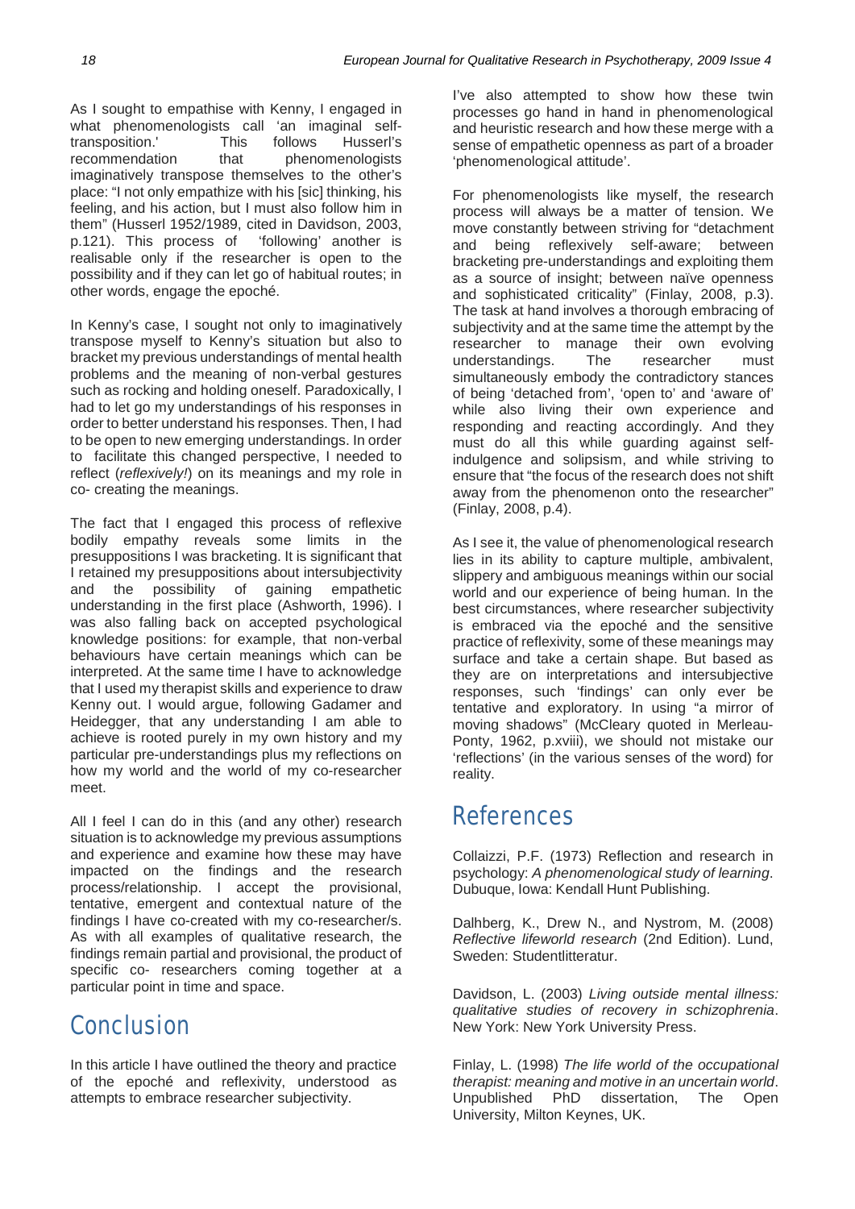As I sought to empathise with Kenny, I engaged in what phenomenologists call 'an imaginal self-transposition.' This follows Husserl's recommendation that phenomenologists imaginatively transpose themselves to the other's place: "I not only empathize with his [sic] thinking, his feeling, and his action, but I must also follow him in them" (Husserl 1952/1989, cited in Davidson, 2003, p.121). This process of 'following' another is realisable only if the researcher is open to the possibility and if they can let go of habitual routes; in other words, engage the epoché.

In Kenny's case, I sought not only to imaginatively transpose myself to Kenny's situation but also to bracket my previous understandings of mental health problems and the meaning of non-verbal gestures such as rocking and holding oneself. Paradoxically, I had to let go my understandings of his responses in order to better understand his responses. Then, I had to be open to new emerging understandings. In order to facilitate this changed perspective, I needed to reflect (*reflexively!*) on its meanings and my role in co- creating the meanings.

The fact that I engaged this process of reflexive bodily empathy reveals some limits in the presuppositions I was bracketing. It is significant that I retained my presuppositions about intersubjectivity and the possibility of gaining empathetic understanding in the first place (Ashworth, 1996). I was also falling back on accepted psychological knowledge positions: for example, that non-verbal behaviours have certain meanings which can be interpreted. At the same time I have to acknowledge that I used my therapist skills and experience to draw Kenny out. I would argue, following Gadamer and Heidegger, that any understanding I am able to achieve is rooted purely in my own history and my particular pre-understandings plus my reflections on how my world and the world of my co-researcher meet.

All I feel I can do in this (and any other) research situation is to acknowledge my previous assumptions and experience and examine how these may have impacted on the findings and the research process/relationship. I accept the provisional, tentative, emergent and contextual nature of the findings I have co-created with my co-researcher/s. As with all examples of qualitative research, the findings remain partial and provisional, the product of specific co- researchers coming together at a particular point in time and space.

# Conclusion

In this article I have outlined the theory and practice of the epoché and reflexivity, understood as attempts to embrace researcher subjectivity.

I've also attempted to show how these twin processes go hand in hand in phenomenological and heuristic research and how these merge with a sense of empathetic openness as part of a broader 'phenomenological attitude'.

For phenomenologists like myself, the research process will always be a matter of tension. We move constantly between striving for "detachment and being reflexively self-aware; between bracketing pre-understandings and exploiting them as a source of insight; between naïve openness and sophisticated criticality" (Finlay, 2008, p.3). The task at hand involves a thorough embracing of subjectivity and at the same time the attempt by the researcher to manage their own evolving understandings. The researcher must simultaneously embody the contradictory stances of being 'detached from', 'open to' and 'aware of' while also living their own experience and responding and reacting accordingly. And they must do all this while guarding against self-indulgence and solipsism, and while striving to ensure that "the focus of the research does not shift away from the phenomenon onto the researcher" (Finlay, 2008, p.4).

As I see it, the value of phenomenological research lies in its ability to capture multiple, ambivalent, slippery and ambiguous meanings within our social world and our experience of being human. In the best circumstances, where researcher subjectivity is embraced via the epoché and the sensitive practice of reflexivity, some of these meanings may surface and take a certain shape. But based as they are on interpretations and intersubjective responses, such 'findings' can only ever be tentative and exploratory. In using "a mirror of moving shadows" (McCleary quoted in Merleau-Ponty, 1962, p.xviii), we should not mistake our 'reflections' (in the various senses of the word) for reality.

# References

Collaizzi, P.F. (1973) Reflection and research in psychology: *A phenomenological study of learning*. Dubuque, Iowa: Kendall Hunt Publishing.

Dalhberg, K., Drew N., and Nystrom, M. (2008) *Reflective lifeworld research* (2nd Edition). Lund, Sweden: Studentlitteratur.

Davidson, L. (2003) *Living outside mental illness: qualitative studies of recovery in schizophrenia*. New York: New York University Press.

Finlay, L. (1998) *The life world of the occupational therapist: meaning and motive in an uncertain world*. Unpublished PhD dissertation, The Open University, Milton Keynes, UK.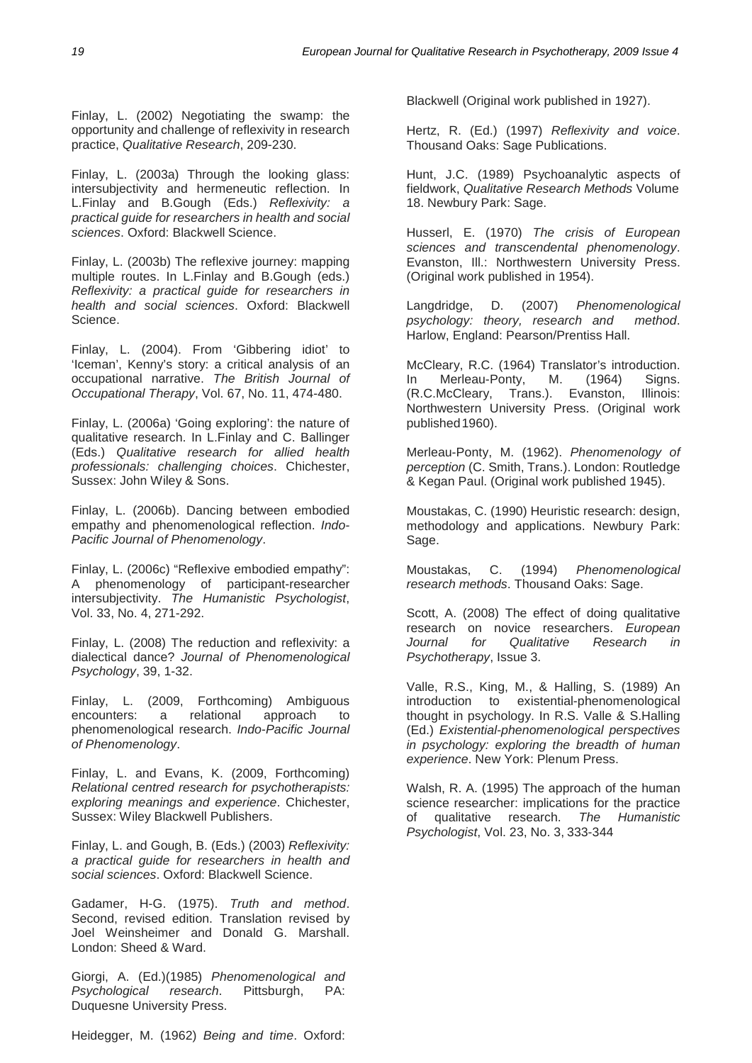Finlay, L. (2002) Negotiating the swamp: the opportunity and challenge of reflexivity in research practice, *Qualitative Research*, 209-230.

Finlay, L. (2003a) Through the looking glass: intersubjectivity and hermeneutic reflection. In L.Finlay and B.Gough (Eds.) *Reflexivity: a practical guide for researchers in health and social sciences*. Oxford: Blackwell Science.

Finlay, L. (2003b) The reflexive journey: mapping multiple routes. In L.Finlay and B.Gough (eds.) *Reflexivity: a practical guide for researchers in health and social sciences*. Oxford: Blackwell Science.

Finlay, L. (2004). From 'Gibbering idiot' to 'Iceman', Kenny's story: a critical analysis of an occupational narrative. *The British Journal of Occupational Therapy*, Vol. 67, No. 11, 474-480.

Finlay, L. (2006a) 'Going exploring': the nature of qualitative research. In L.Finlay and C. Ballinger (Eds.) *Qualitative research for allied health professionals: challenging choices*. Chichester, Sussex: John Wiley & Sons.

Finlay, L. (2006b). Dancing between embodied empathy and phenomenological reflection. *Indo-Pacific Journal of Phenomenology*.

Finlay, L. (2006c) "Reflexive embodied empathy": A phenomenology of participant-researcher intersubjectivity. *The Humanistic Psychologist*, Vol. 33, No. 4, 271-292.

Finlay, L. (2008) The reduction and reflexivity: a dialectical dance? *Journal of Phenomenological Psychology*, 39, 1-32.

Finlay, L. (2009, Forthcoming) Ambiguous encounters: a relational approach to phenomenological research. *Indo-Pacific Journal of Phenomenology*.

Finlay, L. and Evans, K. (2009, Forthcoming) *Relational centred research for psychotherapists: exploring meanings and experience*. Chichester, Sussex: Wiley Blackwell Publishers.

Finlay, L. and Gough, B. (Eds.) (2003) *Reflexivity: a practical guide for researchers in health and social sciences*. Oxford: Blackwell Science.

Gadamer, H-G. (1975). *Truth and method*. Second, revised edition. Translation revised by Joel Weinsheimer and Donald G. Marshall. London: Sheed & Ward.

Giorgi, A. (Ed.)(1985) *Phenomenological and Psychological research*. Pittsburgh, PA: Duquesne University Press.

Heidegger, M. (1962) *Being and time*. Oxford: Blackwell (Original work published in 1927).

Hertz, R. (Ed.) (1997) *Reflexivity and voice*. Thousand Oaks: Sage Publications.

Hunt, J.C. (1989) Psychoanalytic aspects of fieldwork, *Qualitative Research Methods* Volume 18. Newbury Park: Sage.

Husserl, E. (1970) *The crisis of European sciences and transcendental phenomenology*. Evanston, Ill.: Northwestern University Press. (Original work published in 1954).

Langdridge, D. (2007) *Phenomenological psychology: theory, research and method*. Harlow, England: Pearson/Prentiss Hall.

McCleary, R.C. (1964) Translator's introduction. In Merleau-Ponty, M. (1964) Signs. (R.C.McCleary, Trans.). Evanston, Illinois: Northwestern University Press. (Original work published 1960).

Merleau-Ponty, M. (1962). *Phenomenology of perception* (C. Smith, Trans.). London: Routledge & Kegan Paul. (Original work published 1945).

Moustakas, C. (1990) Heuristic research: design, methodology and applications. Newbury Park: Sage.

Moustakas, C. (1994) *Phenomenological research methods*. Thousand Oaks: Sage.

Scott, A. (2008) The effect of doing qualitative research on novice researchers. *European Journal for Qualitative Research in Psychotherapy*, Issue 3.

Valle, R.S., King, M., & Halling, S. (1989) An introduction to existential-phenomenological thought in psychology. In R.S. Valle & S.Halling (Ed.) *Existential-phenomenological perspectives in psychology: exploring the breadth of human experience*. New York: Plenum Press.

Walsh, R. A. (1995) The approach of the human science researcher: implications for the practice of qualitative research. *The Humanistic Psychologist*, Vol. 23, No. 3, 333-344